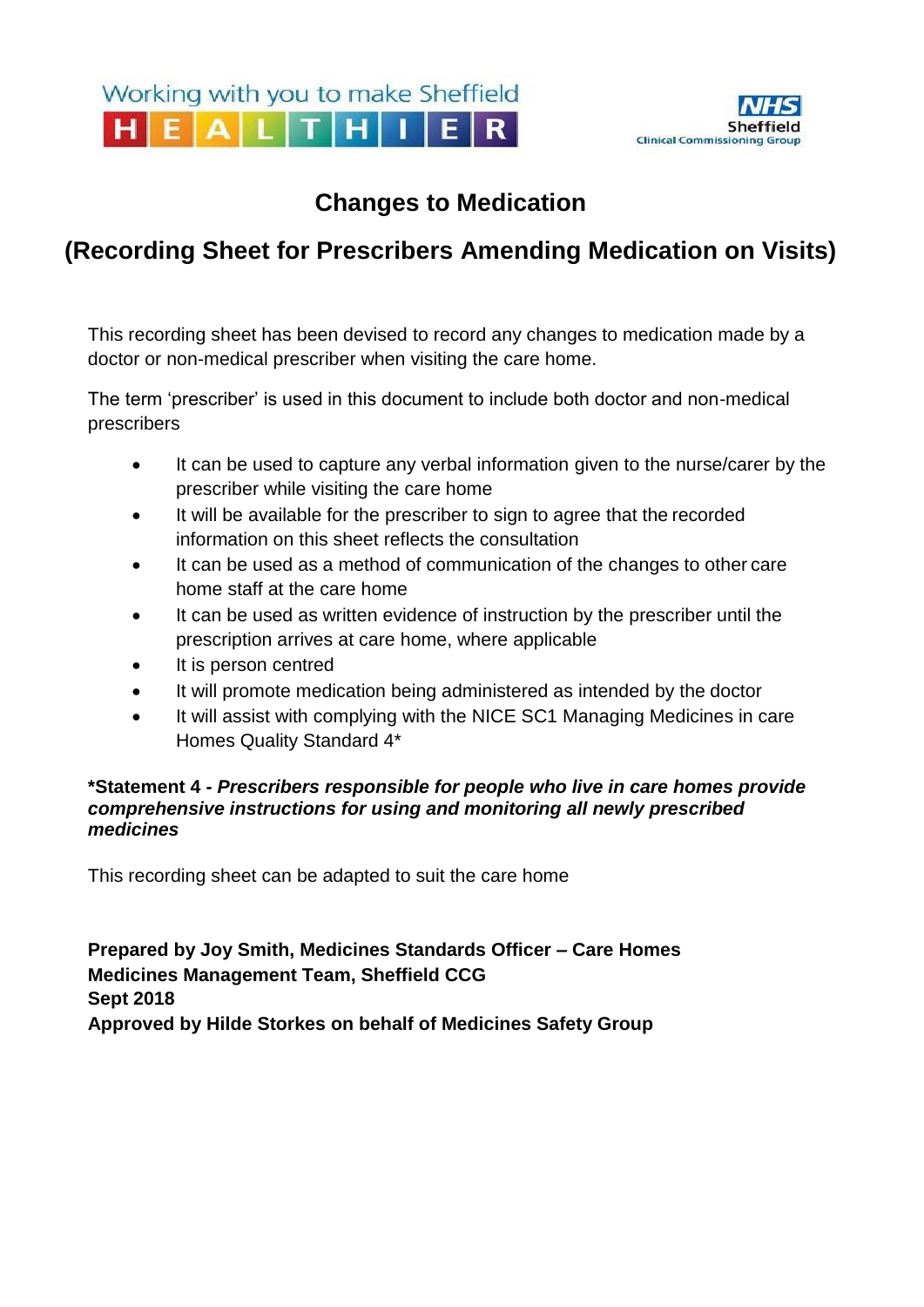Working with you to make Sheffield HEALTHIER

NHS Sheffield Clinical Commissioning Group

# Changes to Medication

## (Recording Sheet for Prescribers Amending Medication on Visits)

This recording sheet has been devised to record any changes to medication made by a doctor or non-medical prescriber when visiting the care home.

The term 'prescriber' is used in this document to include both doctor and non-medical prescribers

- It can be used to capture any verbal information given to the nurse/carer by the prescriber while visiting the care home
- It will be available for the prescriber to sign to agree that the recorded information on this sheet reflects the consultation
- It can be used as a method of communication of the changes to other care home staff at the care home
- It can be used as written evidence of instruction by the prescriber until the prescription arrives at care home, where applicable
- It is person centred
- It will promote medication being administered as intended by the doctor
- It will assist with complying with the NICE SC1 Managing Medicines in care Homes Quality Standard 4*

**\*Statement 4 -** ***Prescribers responsible for people who live in care homes provide comprehensive instructions for using and monitoring all newly prescribed medicines***

This recording sheet can be adapted to suit the care home

**Prepared by Joy Smith, Medicines Standards Officer – Care Homes**
**Medicines Management Team, Sheffield CCG**
**Sept 2018**
**Approved by Hilde Storkes on behalf of Medicines Safety Group**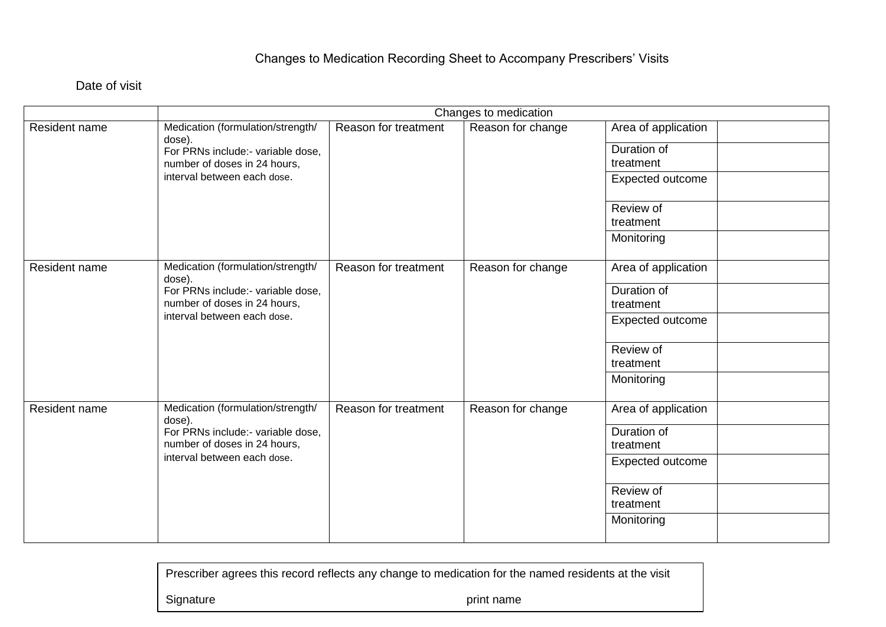Changes to Medication Recording Sheet to Accompany Prescribers' Visits

Date of visit

| | Changes to medication | | | | |
|---|---|---|---|---|---|
| Resident name | Medication (formulation/strength/ dose).<br>For PRNs include:- variable dose, number of doses in 24 hours, interval between each dose. | Reason for treatment | Reason for change | Area of application | |
| | | | | Duration of treatment | |
| | | | | Expected outcome | |
| | | | | Review of treatment | |
| | | | | Monitoring | |
| Resident name | Medication (formulation/strength/ dose).<br>For PRNs include:- variable dose, number of doses in 24 hours, interval between each dose. | Reason for treatment | Reason for change | Area of application | |
| | | | | Duration of treatment | |
| | | | | Expected outcome | |
| | | | | Review of treatment | |
| | | | | Monitoring | |
| Resident name | Medication (formulation/strength/ dose).<br>For PRNs include:- variable dose, number of doses in 24 hours, interval between each dose. | Reason for treatment | Reason for change | Area of application | |
| | | | | Duration of treatment | |
| | | | | Expected outcome | |
| | | | | Review of treatment | |
| | | | | Monitoring | |

Prescriber agrees this record reflects any change to medication for the named residents at the visit

Signature print name